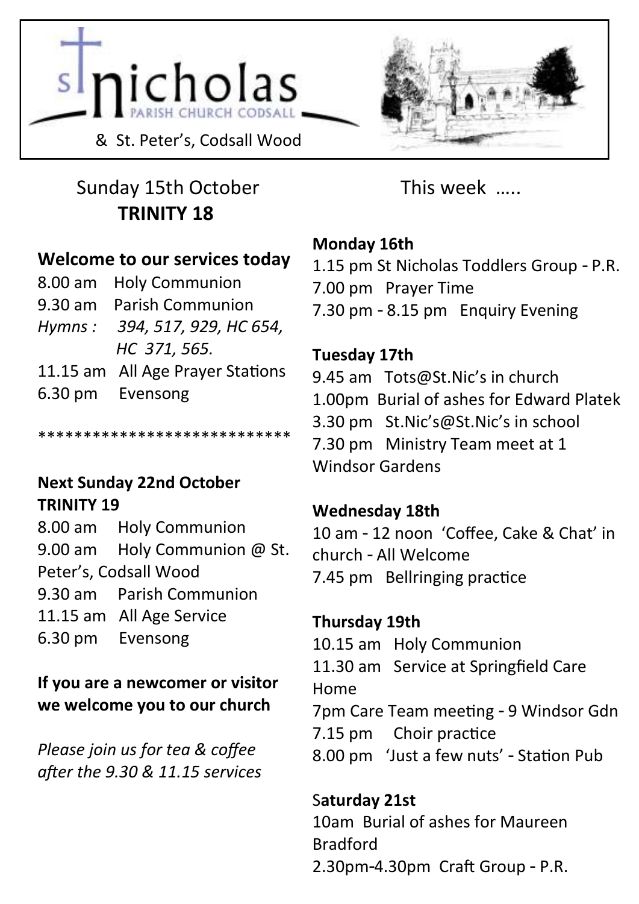# St Nicholas Parish Church Codsall

& St. Peter's, Codsall Wood

## Sunday 15th October
## TRINITY 18

### Welcome to our services today

8.00 am Holy Communion
9.30 am Parish Communion
*Hymns : 394, 517, 929, HC 654, HC 371, 565.*
11.15 am All Age Prayer Stations
6.30 pm Evensong

****************************

**Next Sunday 22nd October**
**TRINITY 19**

8.00 am Holy Communion
9.00 am Holy Communion @ St. Peter's, Codsall Wood
9.30 am Parish Communion
11.15 am All Age Service
6.30 pm Evensong

**If you are a newcomer or visitor we welcome you to our church**

*Please join us for tea & coffee after the 9.30 & 11.15 services*

## This week .....

**Monday 16th**
1.15 pm St Nicholas Toddlers Group - P.R.
7.00 pm Prayer Time
7.30 pm - 8.15 pm Enquiry Evening

**Tuesday 17th**
9.45 am Tots@St.Nic's in church
1.00pm Burial of ashes for Edward Platek
3.30 pm St.Nic's@St.Nic's in school
7.30 pm Ministry Team meet at 1 Windsor Gardens

**Wednesday 18th**
10 am - 12 noon 'Coffee, Cake & Chat' in church - All Welcome
7.45 pm Bellringing practice

**Thursday 19th**
10.15 am Holy Communion
11.30 am Service at Springfield Care Home
7pm Care Team meeting - 9 Windsor Gdn
7.15 pm Choir practice
8.00 pm 'Just a few nuts' - Station Pub

**Saturday 21st**
10am Burial of ashes for Maureen Bradford
2.30pm-4.30pm Craft Group - P.R.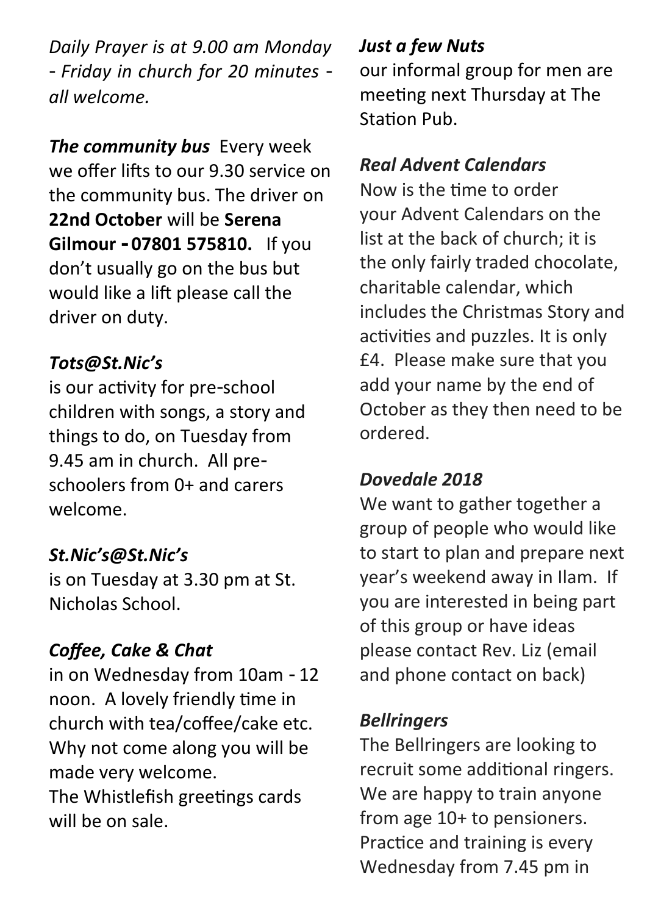*Daily Prayer is at 9.00 am Monday - Friday in church for 20 minutes - all welcome.*

***The community bus*** Every week we offer lifts to our 9.30 service on the community bus. The driver on **22nd October** will be **Serena Gilmour - 07801 575810.** If you don't usually go on the bus but would like a lift please call the driver on duty.

*Tots@St.Nic's*

is our activity for pre-school children with songs, a story and things to do, on Tuesday from 9.45 am in church. All pre-schoolers from 0+ and carers welcome.

*St.Nic's@St.Nic's*

is on Tuesday at 3.30 pm at St. Nicholas School.

*Coffee, Cake & Chat*

in on Wednesday from 10am - 12 noon. A lovely friendly time in church with tea/coffee/cake etc. Why not come along you will be made very welcome.
The Whistlefish greetings cards will be on sale.

*Just a few Nuts*

our informal group for men are meeting next Thursday at The Station Pub.

*Real Advent Calendars*

Now is the time to order your Advent Calendars on the list at the back of church; it is the only fairly traded chocolate, charitable calendar, which includes the Christmas Story and activities and puzzles. It is only £4. Please make sure that you add your name by the end of October as they then need to be ordered.

*Dovedale 2018*

We want to gather together a group of people who would like to start to plan and prepare next year's weekend away in Ilam. If you are interested in being part of this group or have ideas please contact Rev. Liz (email and phone contact on back)

*Bellringers*

The Bellringers are looking to recruit some additional ringers. We are happy to train anyone from age 10+ to pensioners. Practice and training is every Wednesday from 7.45 pm in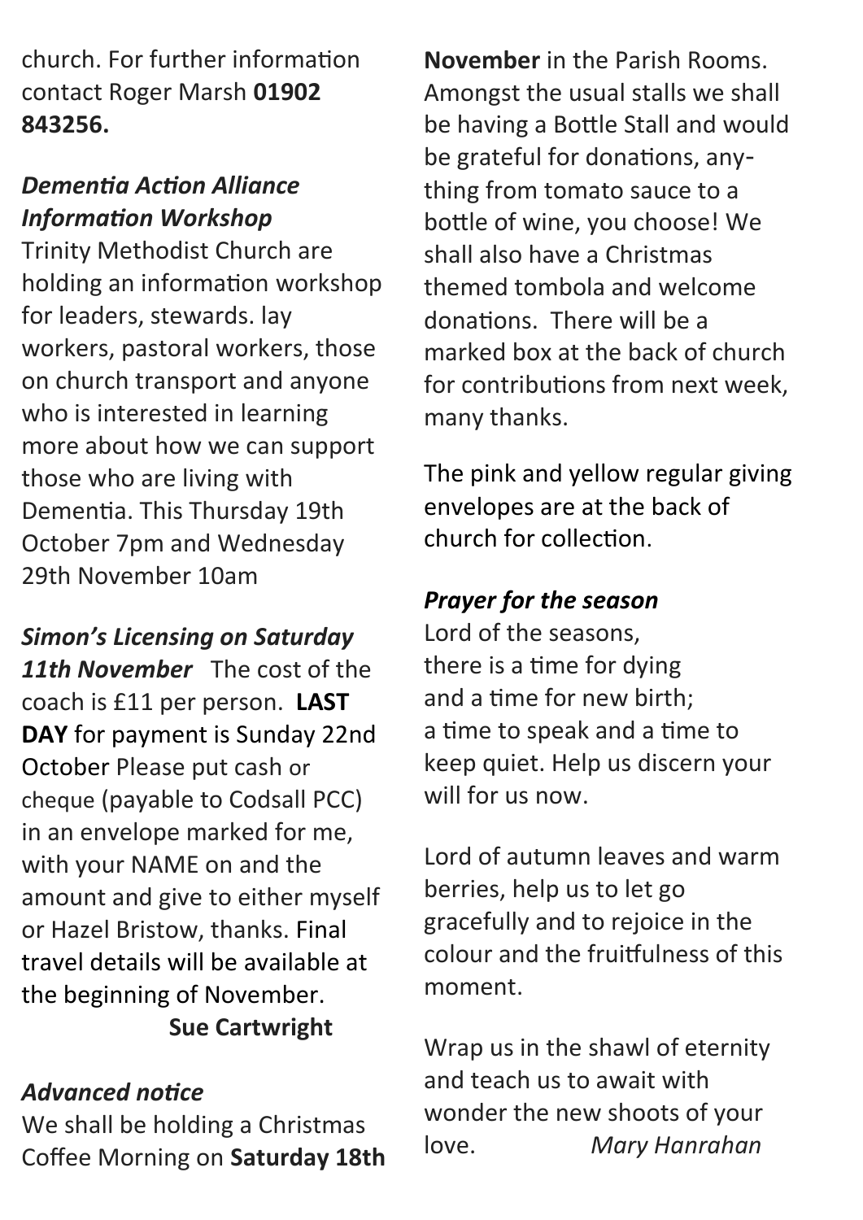church. For further information contact Roger Marsh **01902 843256.**

***Dementia Action Alliance Information Workshop***

Trinity Methodist Church are holding an information workshop for leaders, stewards. lay workers, pastoral workers, those on church transport and anyone who is interested in learning more about how we can support those who are living with Dementia. This Thursday 19th October 7pm and Wednesday 29th November 10am

***Simon's Licensing on Saturday 11th November*** The cost of the coach is £11 per person. **LAST DAY** for payment is Sunday 22nd October Please put cash or cheque (payable to Codsall PCC) in an envelope marked for me, with your NAME on and the amount and give to either myself or Hazel Bristow, thanks. Final travel details will be available at the beginning of November.

**Sue Cartwright**

***Advanced notice***

We shall be holding a Christmas Coffee Morning on **Saturday 18th November** in the Parish Rooms. Amongst the usual stalls we shall be having a Bottle Stall and would be grateful for donations, any-thing from tomato sauce to a bottle of wine, you choose! We shall also have a Christmas themed tombola and welcome donations. There will be a marked box at the back of church for contributions from next week, many thanks.

The pink and yellow regular giving envelopes are at the back of church for collection.

***Prayer for the season***

Lord of the seasons,
there is a time for dying
and a time for new birth;
a time to speak and a time to keep quiet. Help us discern your will for us now.

Lord of autumn leaves and warm berries, help us to let go gracefully and to rejoice in the colour and the fruitfulness of this moment.

Wrap us in the shawl of eternity and teach us to await with wonder the new shoots of your love. *Mary Hanrahan*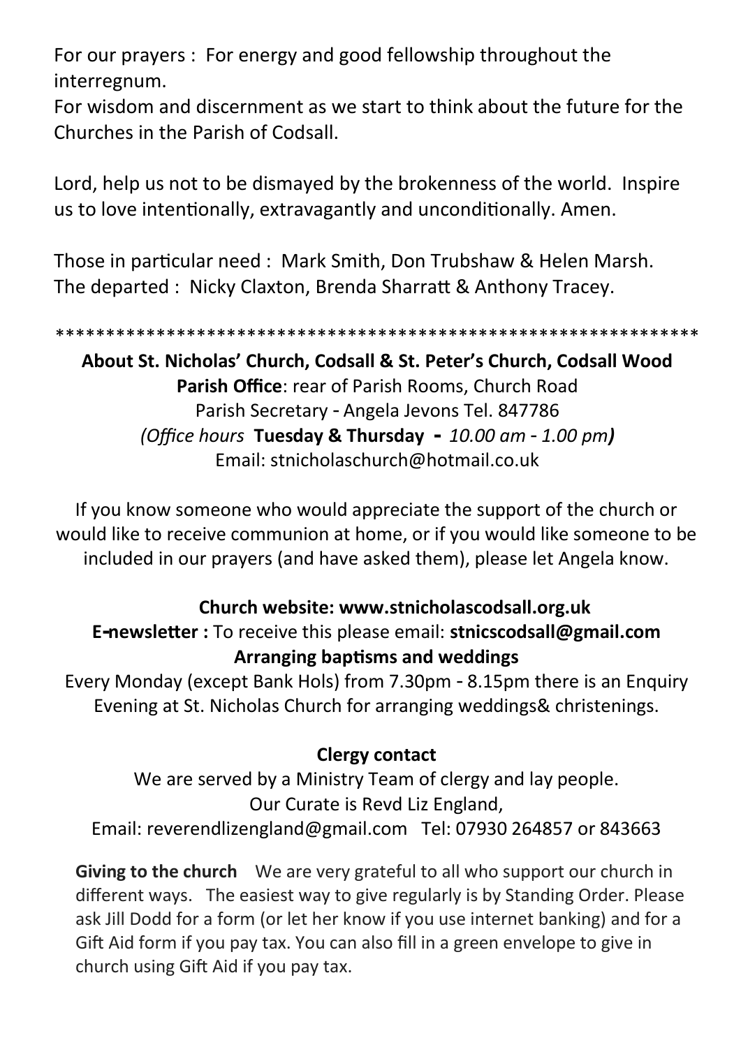For our prayers : For energy and good fellowship throughout the interregnum.
For wisdom and discernment as we start to think about the future for the Churches in the Parish of Codsall.

Lord, help us not to be dismayed by the brokenness of the world. Inspire us to love intentionally, extravagantly and unconditionally. Amen.

Those in particular need : Mark Smith, Don Trubshaw & Helen Marsh.
The departed : Nicky Claxton, Brenda Sharratt & Anthony Tracey.

*****************************************************************

**About St. Nicholas' Church, Codsall & St. Peter's Church, Codsall Wood**

**Parish Office**: rear of Parish Rooms, Church Road
Parish Secretary - Angela Jevons Tel. 847786
*(Office hours* **Tuesday & Thursday -** *10.00 am - 1.00 pm)*
Email: stnicholaschurch@hotmail.co.uk

If you know someone who would appreciate the support of the church or would like to receive communion at home, or if you would like someone to be included in our prayers (and have asked them), please let Angela know.

**Church website: www.stnicholascodsall.org.uk**

**E-newsletter :** To receive this please email: **stnicscodsall@gmail.com**

**Arranging baptisms and weddings**

Every Monday (except Bank Hols) from 7.30pm - 8.15pm there is an Enquiry Evening at St. Nicholas Church for arranging weddings& christenings.

**Clergy contact**

We are served by a Ministry Team of clergy and lay people.
Our Curate is Revd Liz England,
Email: reverendlizengland@gmail.com Tel: 07930 264857 or 843663

**Giving to the church** We are very grateful to all who support our church in different ways. The easiest way to give regularly is by Standing Order. Please ask Jill Dodd for a form (or let her know if you use internet banking) and for a Gift Aid form if you pay tax. You can also fill in a green envelope to give in church using Gift Aid if you pay tax.